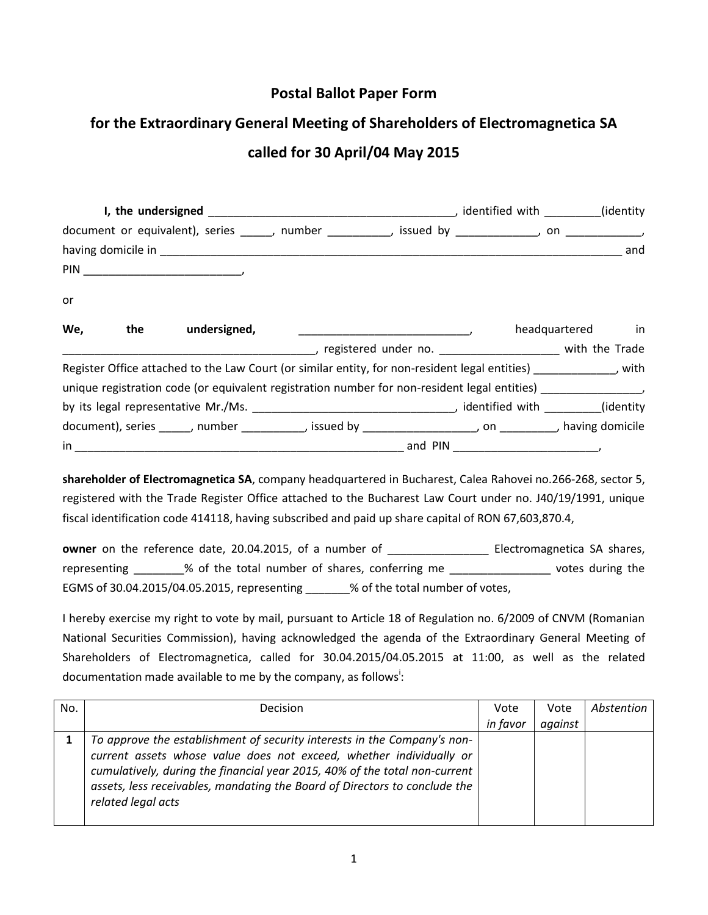# Postal Ballot Paper Form

## for the Extraordinary General Meeting of Shareholders of Electromagnetica SA

## called for 30 April/04 May 2015

**I, the undersigned** ________________________________________, identified with _________(identity document or equivalent), series _____, number __________, issued by _____________, on ____________, having domicile in ___________________________________________________________________________ and PIN _________________________,

or

**We, the undersigned,** ___________________________, headquartered in ________________________________________, registered under no. ___________________ with the Trade Register Office attached to the Law Court (or similar entity, for non-resident legal entities) _____________, with unique registration code (or equivalent registration number for non-resident legal entities) ________________, by its legal representative Mr./Ms. ________________________________, identified with _________(identity document), series _____, number __________, issued by __________________, on _________, having domicile in ______________________________________________________ and PIN _______________________,

**shareholder of Electromagnetica SA**, company headquartered in Bucharest, Calea Rahovei no.266-268, sector 5, registered with the Trade Register Office attached to the Bucharest Law Court under no. J40/19/1991, unique fiscal identification code 414118, having subscribed and paid up share capital of RON 67,603,870.4,

**owner** on the reference date, 20.04.2015, of a number of ________________ Electromagnetica SA shares, representing ________% of the total number of shares, conferring me ________________ votes during the EGMS of 30.04.2015/04.05.2015, representing _______% of the total number of votes,

I hereby exercise my right to vote by mail, pursuant to Article 18 of Regulation no. 6/2009 of CNVM (Romanian National Securities Commission), having acknowledged the agenda of the Extraordinary General Meeting of Shareholders of Electromagnetica, called for 30.04.2015/04.05.2015 at 11:00, as well as the related documentation made available to me by the company, as follows[i]:

| No. | Decision | Vote *in favor* | Vote *against* | *Abstention* |
|---|---|---|---|---|
| **1** | *To approve the establishment of security interests in the Company's non-current assets whose value does not exceed, whether individually or cumulatively, during the financial year 2015, 40% of the total non-current assets, less receivables, mandating the Board of Directors to conclude the related legal acts* | | | |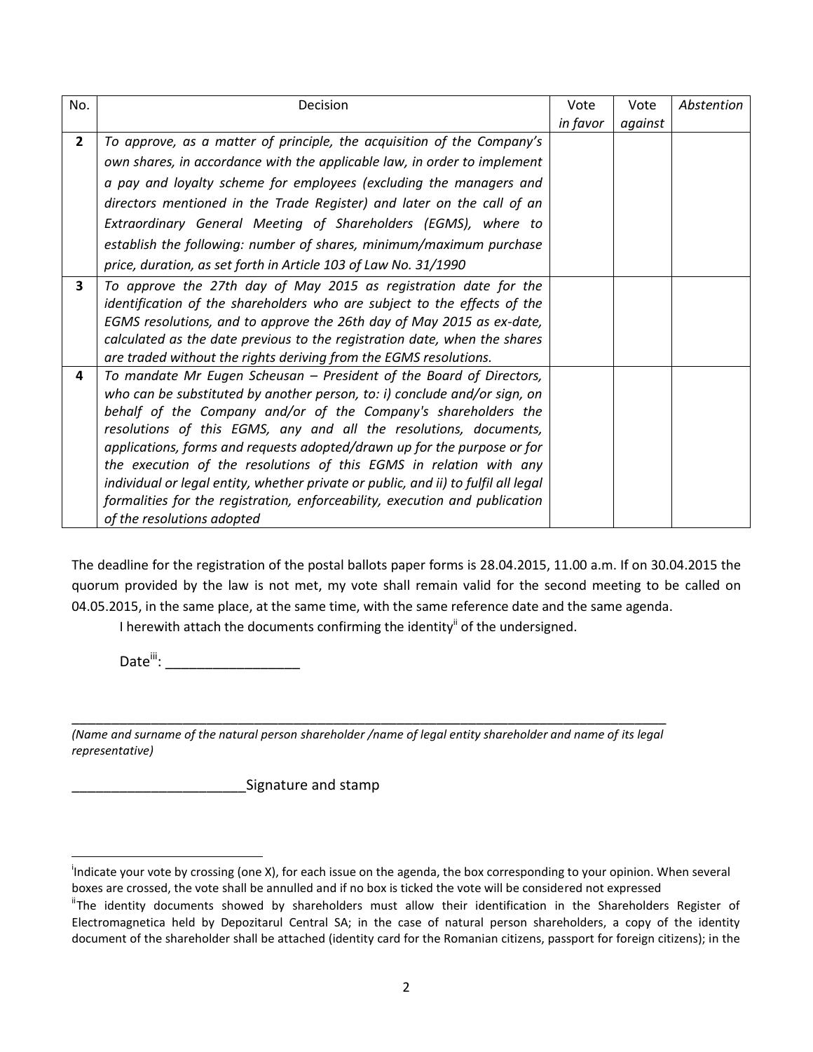| No. | Decision | Vote *in favor* | Vote *against* | *Abstention* |
|---|---|---|---|---|
| **2** | *To approve, as a matter of principle, the acquisition of the Company's own shares, in accordance with the applicable law, in order to implement a pay and loyalty scheme for employees (excluding the managers and directors mentioned in the Trade Register) and later on the call of an Extraordinary General Meeting of Shareholders (EGMS), where to establish the following: number of shares, minimum/maximum purchase price, duration, as set forth in Article 103 of Law No. 31/1990* | | | |
| **3** | *To approve the 27th day of May 2015 as registration date for the identification of the shareholders who are subject to the effects of the EGMS resolutions, and to approve the 26th day of May 2015 as ex-date, calculated as the date previous to the registration date, when the shares are traded without the rights deriving from the EGMS resolutions.* | | | |
| **4** | *To mandate Mr Eugen Scheusan – President of the Board of Directors, who can be substituted by another person, to: i) conclude and/or sign, on behalf of the Company and/or of the Company's shareholders the resolutions of this EGMS, any and all the resolutions, documents, applications, forms and requests adopted/drawn up for the purpose or for the execution of the resolutions of this EGMS in relation with any individual or legal entity, whether private or public, and ii) to fulfil all legal formalities for the registration, enforceability, execution and publication of the resolutions adopted* | | | |

The deadline for the registration of the postal ballots paper forms is 28.04.2015, 11.00 a.m. If on 30.04.2015 the quorum provided by the law is not met, my vote shall remain valid for the second meeting to be called on 04.05.2015, in the same place, at the same time, with the same reference date and the same agenda.

I herewith attach the documents confirming the identity[ii] of the undersigned.

Date[iii]: _________________

_____________________________________________________________________________________

*(Name and surname of the natural person shareholder /name of legal entity shareholder and name of its legal representative)*

______________________Signature and stamp

---

[i]Indicate your vote by crossing (one X), for each issue on the agenda, the box corresponding to your opinion. When several boxes are crossed, the vote shall be annulled and if no box is ticked the vote will be considered not expressed

[ii]The identity documents showed by shareholders must allow their identification in the Shareholders Register of Electromagnetica held by Depozitarul Central SA; in the case of natural person shareholders, a copy of the identity document of the shareholder shall be attached (identity card for the Romanian citizens, passport for foreign citizens); in the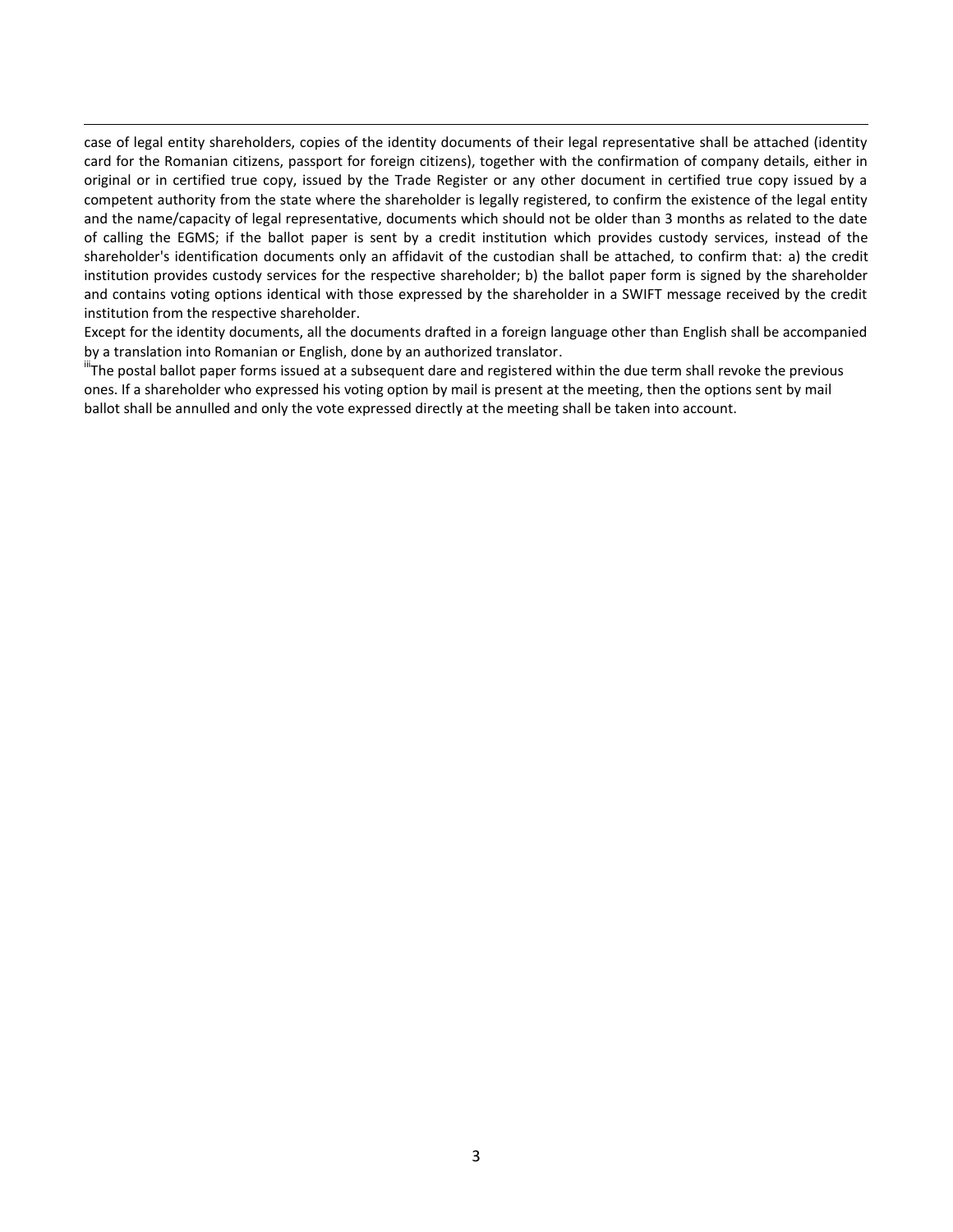case of legal entity shareholders, copies of the identity documents of their legal representative shall be attached (identity card for the Romanian citizens, passport for foreign citizens), together with the confirmation of company details, either in original or in certified true copy, issued by the Trade Register or any other document in certified true copy issued by a competent authority from the state where the shareholder is legally registered, to confirm the existence of the legal entity and the name/capacity of legal representative, documents which should not be older than 3 months as related to the date of calling the EGMS; if the ballot paper is sent by a credit institution which provides custody services, instead of the shareholder's identification documents only an affidavit of the custodian shall be attached, to confirm that: a) the credit institution provides custody services for the respective shareholder; b) the ballot paper form is signed by the shareholder and contains voting options identical with those expressed by the shareholder in a SWIFT message received by the credit institution from the respective shareholder.

Except for the identity documents, all the documents drafted in a foreign language other than English shall be accompanied by a translation into Romanian or English, done by an authorized translator.

[iii]The postal ballot paper forms issued at a subsequent dare and registered within the due term shall revoke the previous ones. If a shareholder who expressed his voting option by mail is present at the meeting, then the options sent by mail ballot shall be annulled and only the vote expressed directly at the meeting shall be taken into account.